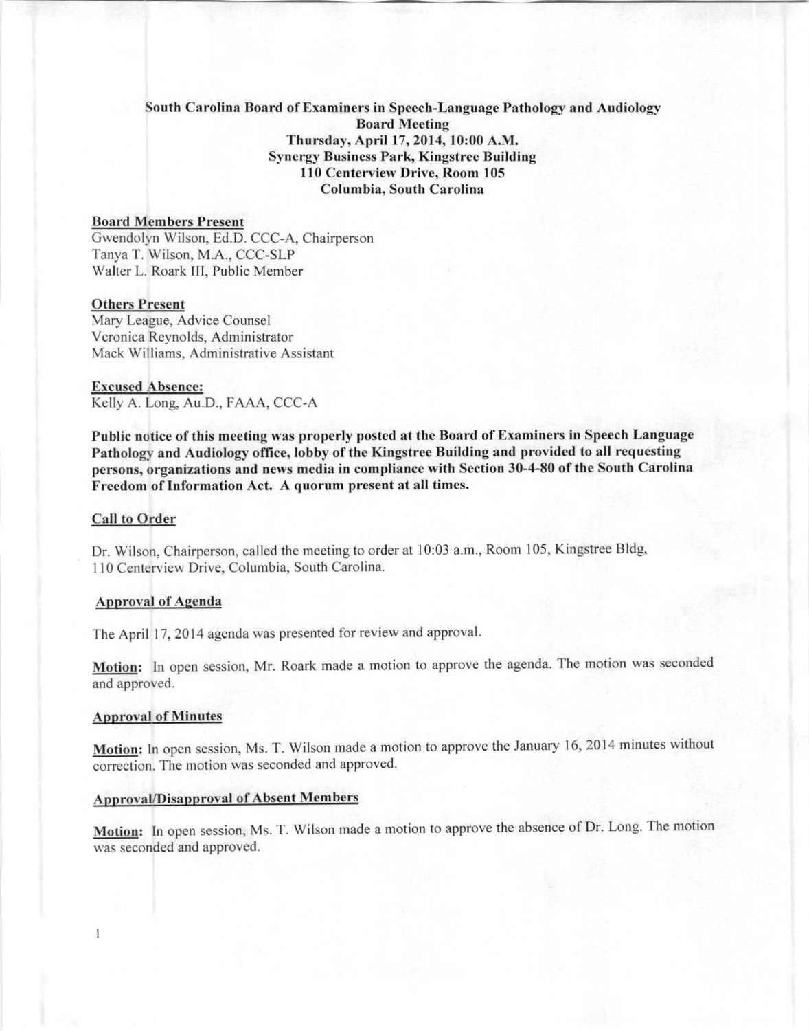**South Carolina Board of Examiners in Speech-Language Pathology and Audiology**
**Board Meeting**
**Thursday, April 17, 2014, 10:00 A.M.**
**Synergy Business Park, Kingstree Building**
**110 Centerview Drive, Room 105**
**Columbia, South Carolina**

## Board Members Present

Gwendolyn Wilson, Ed.D. CCC-A, Chairperson
Tanya T. Wilson, M.A., CCC-SLP
Walter L. Roark III, Public Member

## Others Present

Mary League, Advice Counsel
Veronica Reynolds, Administrator
Mack Williams, Administrative Assistant

## Excused Absence:

Kelly A. Long, Au.D., FAAA, CCC-A

**Public notice of this meeting was properly posted at the Board of Examiners in Speech Language Pathology and Audiology office, lobby of the Kingstree Building and provided to all requesting persons, organizations and news media in compliance with Section 30-4-80 of the South Carolina Freedom of Information Act. A quorum present at all times.**

## Call to Order

Dr. Wilson, Chairperson, called the meeting to order at 10:03 a.m., Room 105, Kingstree Bldg, 110 Centerview Drive, Columbia, South Carolina.

## Approval of Agenda

The April 17, 2014 agenda was presented for review and approval.

**Motion:** In open session, Mr. Roark made a motion to approve the agenda. The motion was seconded and approved.

## Approval of Minutes

**Motion:** In open session, Ms. T. Wilson made a motion to approve the January 16, 2014 minutes without correction. The motion was seconded and approved.

## Approval/Disapproval of Absent Members

**Motion:** In open session, Ms. T. Wilson made a motion to approve the absence of Dr. Long. The motion was seconded and approved.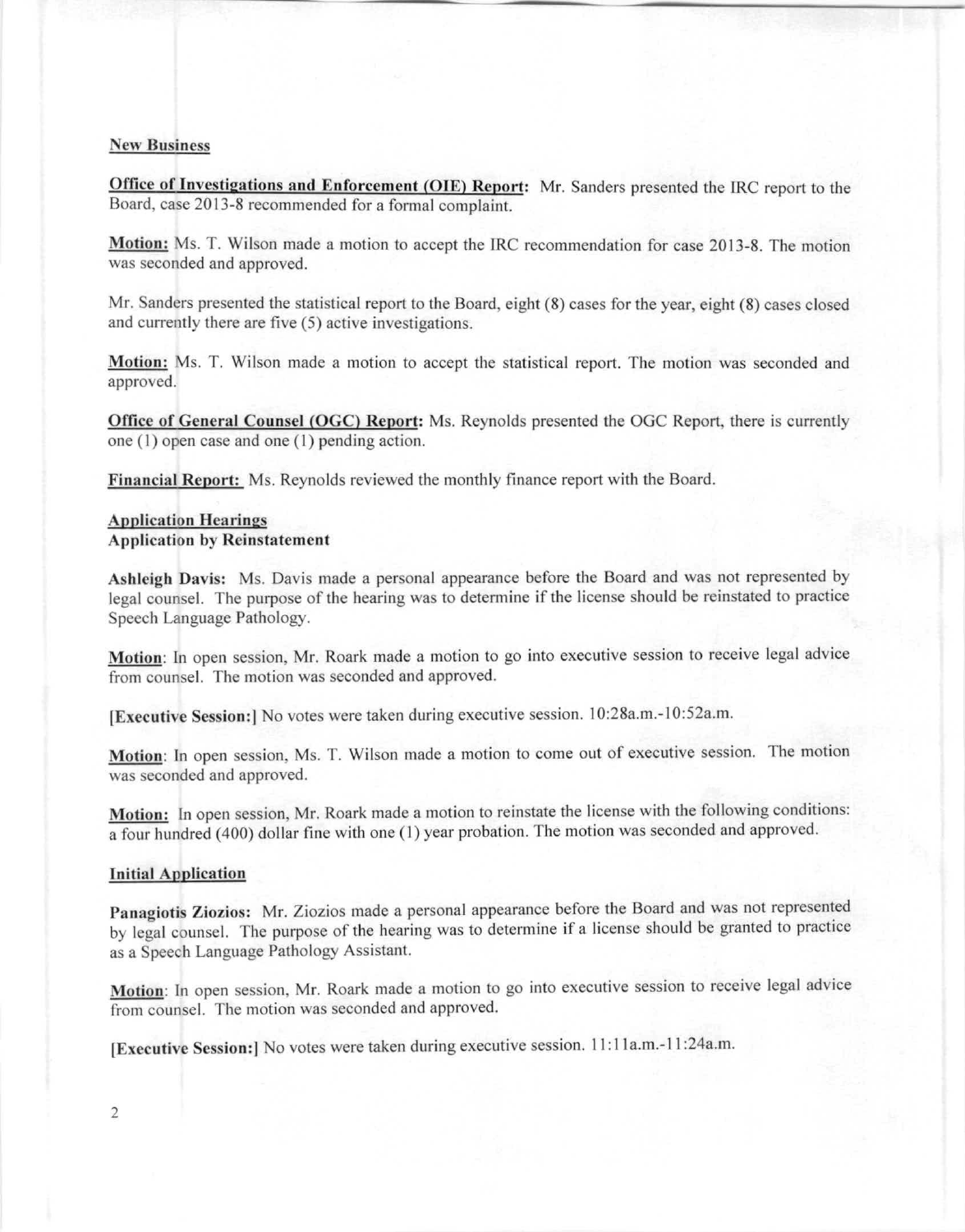## New Business

**Office of Investigations and Enforcement (OIE) Report:** Mr. Sanders presented the IRC report to the Board, case 2013-8 recommended for a formal complaint.

**Motion:** Ms. T. Wilson made a motion to accept the IRC recommendation for case 2013-8. The motion was seconded and approved.

Mr. Sanders presented the statistical report to the Board, eight (8) cases for the year, eight (8) cases closed and currently there are five (5) active investigations.

**Motion:** Ms. T. Wilson made a motion to accept the statistical report. The motion was seconded and approved.

**Office of General Counsel (OGC) Report:** Ms. Reynolds presented the OGC Report, there is currently one (1) open case and one (1) pending action.

**Financial Report:** Ms. Reynolds reviewed the monthly finance report with the Board.

## Application Hearings

### Application by Reinstatement

**Ashleigh Davis:** Ms. Davis made a personal appearance before the Board and was not represented by legal counsel. The purpose of the hearing was to determine if the license should be reinstated to practice Speech Language Pathology.

**Motion**: In open session, Mr. Roark made a motion to go into executive session to receive legal advice from counsel. The motion was seconded and approved.

**[Executive Session:]** No votes were taken during executive session. 10:28a.m.-10:52a.m.

**Motion**: In open session, Ms. T. Wilson made a motion to come out of executive session. The motion was seconded and approved.

**Motion:** In open session, Mr. Roark made a motion to reinstate the license with the following conditions: a four hundred (400) dollar fine with one (1) year probation. The motion was seconded and approved.

### Initial Application

**Panagiotis Ziozios:** Mr. Ziozios made a personal appearance before the Board and was not represented by legal counsel. The purpose of the hearing was to determine if a license should be granted to practice as a Speech Language Pathology Assistant.

**Motion**: In open session, Mr. Roark made a motion to go into executive session to receive legal advice from counsel. The motion was seconded and approved.

**[Executive Session:]** No votes were taken during executive session. 11:11a.m.-11:24a.m.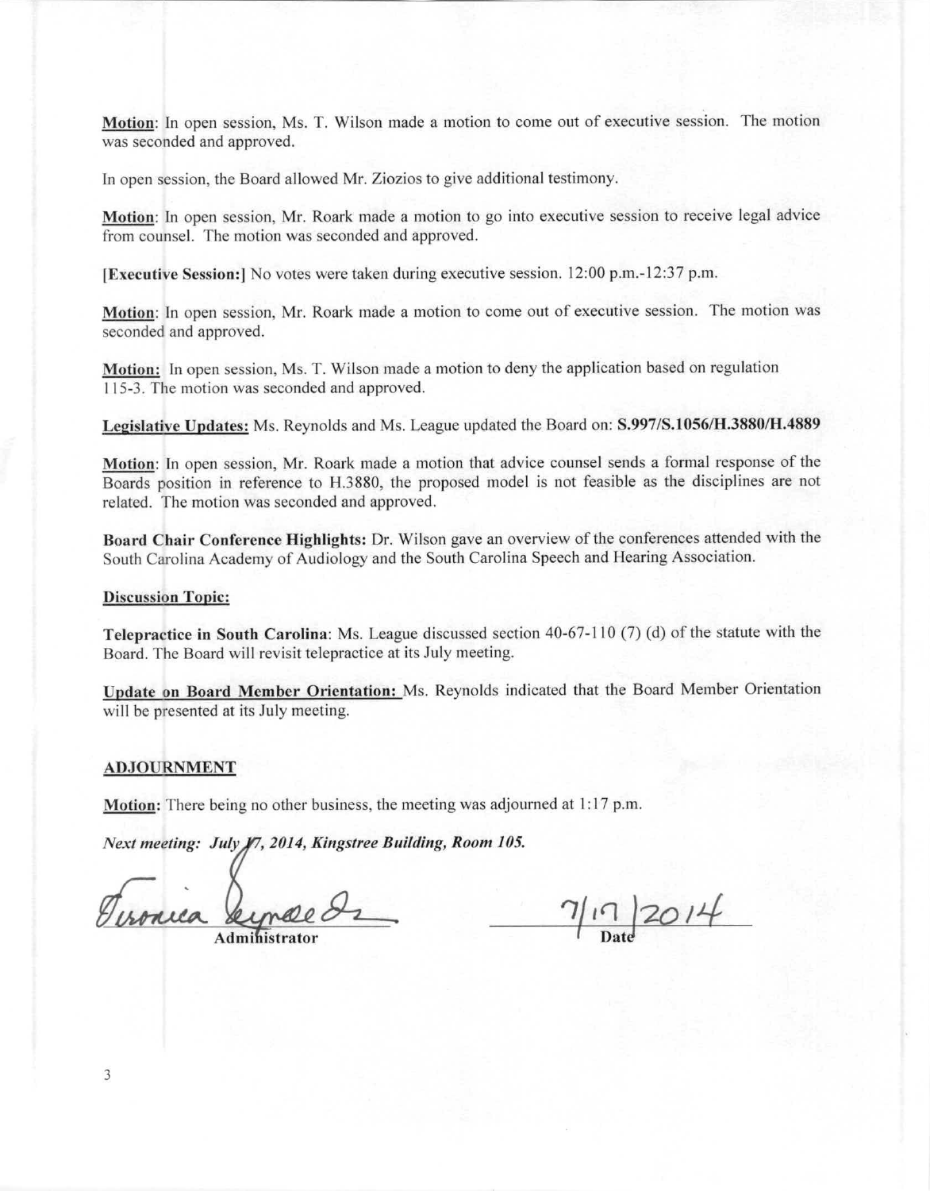**Motion**: In open session, Ms. T. Wilson made a motion to come out of executive session. The motion was seconded and approved.

In open session, the Board allowed Mr. Ziozios to give additional testimony.

**Motion**: In open session, Mr. Roark made a motion to go into executive session to receive legal advice from counsel. The motion was seconded and approved.

**[Executive Session:]** No votes were taken during executive session. 12:00 p.m.-12:37 p.m.

**Motion**: In open session, Mr. Roark made a motion to come out of executive session. The motion was seconded and approved.

**Motion:** In open session, Ms. T. Wilson made a motion to deny the application based on regulation 115-3. The motion was seconded and approved.

**Legislative Updates:** Ms. Reynolds and Ms. League updated the Board on: **S.997/S.1056/H.3880/H.4889**

**Motion**: In open session, Mr. Roark made a motion that advice counsel sends a formal response of the Boards position in reference to H.3880, the proposed model is not feasible as the disciplines are not related. The motion was seconded and approved.

**Board Chair Conference Highlights:** Dr. Wilson gave an overview of the conferences attended with the South Carolina Academy of Audiology and the South Carolina Speech and Hearing Association.

**Discussion Topic:**

**Telepractice in South Carolina**: Ms. League discussed section 40-67-110 (7) (d) of the statute with the Board. The Board will revisit telepractice at its July meeting.

**Update on Board Member Orientation:** Ms. Reynolds indicated that the Board Member Orientation will be presented at its July meeting.

## ADJOURNMENT

**Motion:** There being no other business, the meeting was adjourned at 1:17 p.m.

*Next meeting: July 17, 2014, Kingstree Building, Room 105.*

Veronica Reynolds
Administrator

7/17/2014
Date